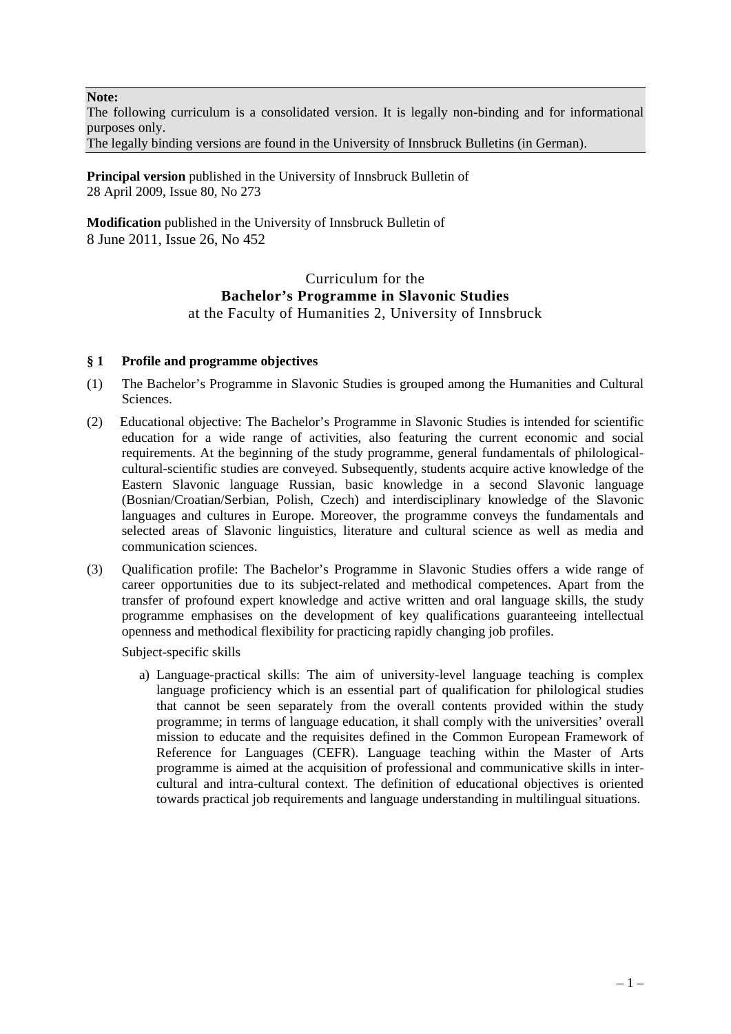**Note:**
The following curriculum is a consolidated version. It is legally non-binding and for informational purposes only.
The legally binding versions are found in the University of Innsbruck Bulletins (in German).

**Principal version** published in the University of Innsbruck Bulletin of
28 April 2009, Issue 80, No 273

**Modification** published in the University of Innsbruck Bulletin of
8 June 2011, Issue 26, No 452

Curriculum for the
**Bachelor's Programme in Slavonic Studies**
at the Faculty of Humanities 2, University of Innsbruck

### § 1 Profile and programme objectives

(1) The Bachelor's Programme in Slavonic Studies is grouped among the Humanities and Cultural Sciences.

(2) Educational objective: The Bachelor's Programme in Slavonic Studies is intended for scientific education for a wide range of activities, also featuring the current economic and social requirements. At the beginning of the study programme, general fundamentals of philological-cultural-scientific studies are conveyed. Subsequently, students acquire active knowledge of the Eastern Slavonic language Russian, basic knowledge in a second Slavonic language (Bosnian/Croatian/Serbian, Polish, Czech) and interdisciplinary knowledge of the Slavonic languages and cultures in Europe. Moreover, the programme conveys the fundamentals and selected areas of Slavonic linguistics, literature and cultural science as well as media and communication sciences.

(3) Qualification profile: The Bachelor's Programme in Slavonic Studies offers a wide range of career opportunities due to its subject-related and methodical competences. Apart from the transfer of profound expert knowledge and active written and oral language skills, the study programme emphasises on the development of key qualifications guaranteeing intellectual openness and methodical flexibility for practicing rapidly changing job profiles.

Subject-specific skills

a) Language-practical skills: The aim of university-level language teaching is complex language proficiency which is an essential part of qualification for philological studies that cannot be seen separately from the overall contents provided within the study programme; in terms of language education, it shall comply with the universities' overall mission to educate and the requisites defined in the Common European Framework of Reference for Languages (CEFR). Language teaching within the Master of Arts programme is aimed at the acquisition of professional and communicative skills in inter-cultural and intra-cultural context. The definition of educational objectives is oriented towards practical job requirements and language understanding in multilingual situations.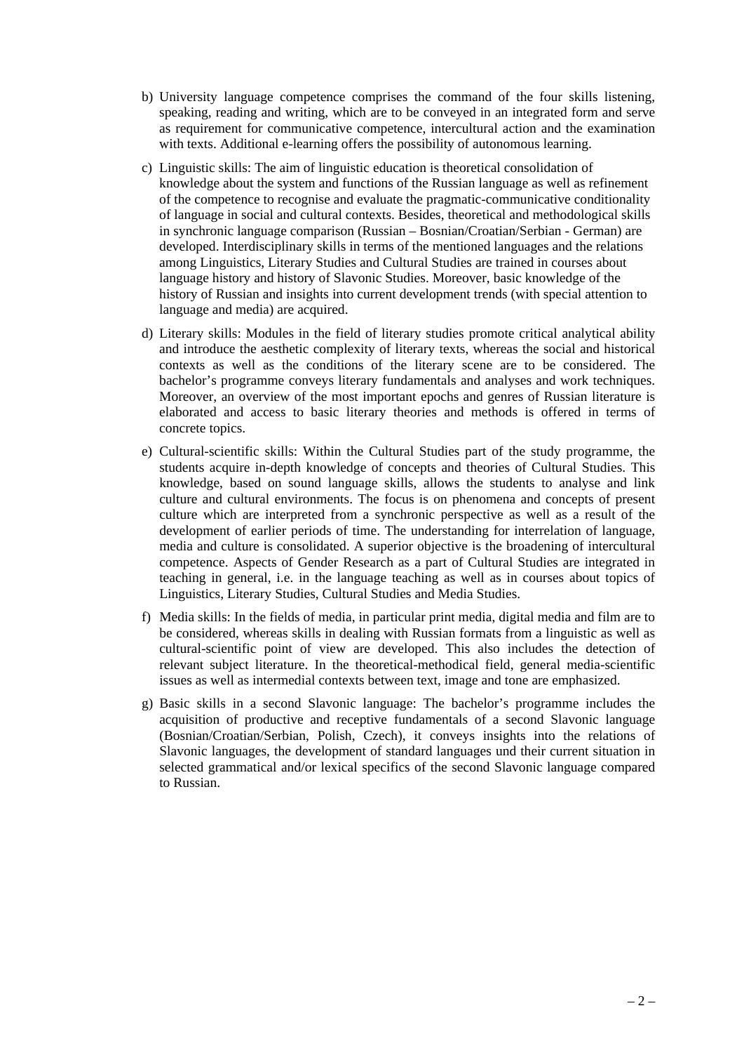b) University language competence comprises the command of the four skills listening, speaking, reading and writing, which are to be conveyed in an integrated form and serve as requirement for communicative competence, intercultural action and the examination with texts. Additional e-learning offers the possibility of autonomous learning.

c) Linguistic skills: The aim of linguistic education is theoretical consolidation of knowledge about the system and functions of the Russian language as well as refinement of the competence to recognise and evaluate the pragmatic-communicative conditionality of language in social and cultural contexts. Besides, theoretical and methodological skills in synchronic language comparison (Russian – Bosnian/Croatian/Serbian - German) are developed. Interdisciplinary skills in terms of the mentioned languages and the relations among Linguistics, Literary Studies and Cultural Studies are trained in courses about language history and history of Slavonic Studies. Moreover, basic knowledge of the history of Russian and insights into current development trends (with special attention to language and media) are acquired.

d) Literary skills: Modules in the field of literary studies promote critical analytical ability and introduce the aesthetic complexity of literary texts, whereas the social and historical contexts as well as the conditions of the literary scene are to be considered. The bachelor's programme conveys literary fundamentals and analyses and work techniques. Moreover, an overview of the most important epochs and genres of Russian literature is elaborated and access to basic literary theories and methods is offered in terms of concrete topics.

e) Cultural-scientific skills: Within the Cultural Studies part of the study programme, the students acquire in-depth knowledge of concepts and theories of Cultural Studies. This knowledge, based on sound language skills, allows the students to analyse and link culture and cultural environments. The focus is on phenomena and concepts of present culture which are interpreted from a synchronic perspective as well as a result of the development of earlier periods of time. The understanding for interrelation of language, media and culture is consolidated. A superior objective is the broadening of intercultural competence. Aspects of Gender Research as a part of Cultural Studies are integrated in teaching in general, i.e. in the language teaching as well as in courses about topics of Linguistics, Literary Studies, Cultural Studies and Media Studies.

f) Media skills: In the fields of media, in particular print media, digital media and film are to be considered, whereas skills in dealing with Russian formats from a linguistic as well as cultural-scientific point of view are developed. This also includes the detection of relevant subject literature. In the theoretical-methodical field, general media-scientific issues as well as intermedial contexts between text, image and tone are emphasized.

g) Basic skills in a second Slavonic language: The bachelor's programme includes the acquisition of productive and receptive fundamentals of a second Slavonic language (Bosnian/Croatian/Serbian, Polish, Czech), it conveys insights into the relations of Slavonic languages, the development of standard languages und their current situation in selected grammatical and/or lexical specifics of the second Slavonic language compared to Russian.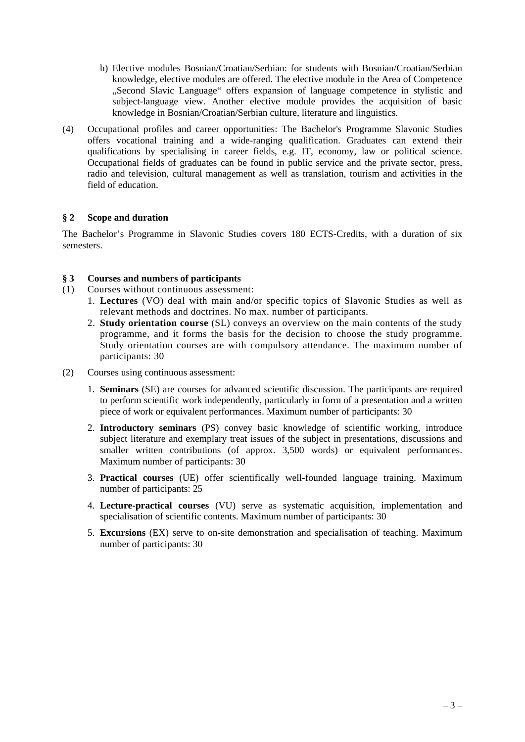h) Elective modules Bosnian/Croatian/Serbian: for students with Bosnian/Croatian/Serbian knowledge, elective modules are offered. The elective module in the Area of Competence „Second Slavic Language“ offers expansion of language competence in stylistic and subject-language view. Another elective module provides the acquisition of basic knowledge in Bosnian/Croatian/Serbian culture, literature and linguistics.

(4) Occupational profiles and career opportunities: The Bachelor's Programme Slavonic Studies offers vocational training and a wide-ranging qualification. Graduates can extend their qualifications by specialising in career fields, e.g. IT, economy, law or political science. Occupational fields of graduates can be found in public service and the private sector, press, radio and television, cultural management as well as translation, tourism and activities in the field of education.

## § 2 Scope and duration

The Bachelor’s Programme in Slavonic Studies covers 180 ECTS-Credits, with a duration of six semesters.

## § 3 Courses and numbers of participants

(1) Courses without continuous assessment:

1. **Lectures** (VO) deal with main and/or specific topics of Slavonic Studies as well as relevant methods and doctrines. No max. number of participants.
2. **Study orientation course** (SL) conveys an overview on the main contents of the study programme, and it forms the basis for the decision to choose the study programme. Study orientation courses are with compulsory attendance. The maximum number of participants: 30

(2) Courses using continuous assessment:

1. **Seminars** (SE) are courses for advanced scientific discussion. The participants are required to perform scientific work independently, particularly in form of a presentation and a written piece of work or equivalent performances. Maximum number of participants: 30
2. **Introductory seminars** (PS) convey basic knowledge of scientific working, introduce subject literature and exemplary treat issues of the subject in presentations, discussions and smaller written contributions (of approx. 3,500 words) or equivalent performances. Maximum number of participants: 30
3. **Practical courses** (UE) offer scientifically well-founded language training. Maximum number of participants: 25
4. **Lecture-practical courses** (VU) serve as systematic acquisition, implementation and specialisation of scientific contents. Maximum number of participants: 30
5. **Excursions** (EX) serve to on-site demonstration and specialisation of teaching. Maximum number of participants: 30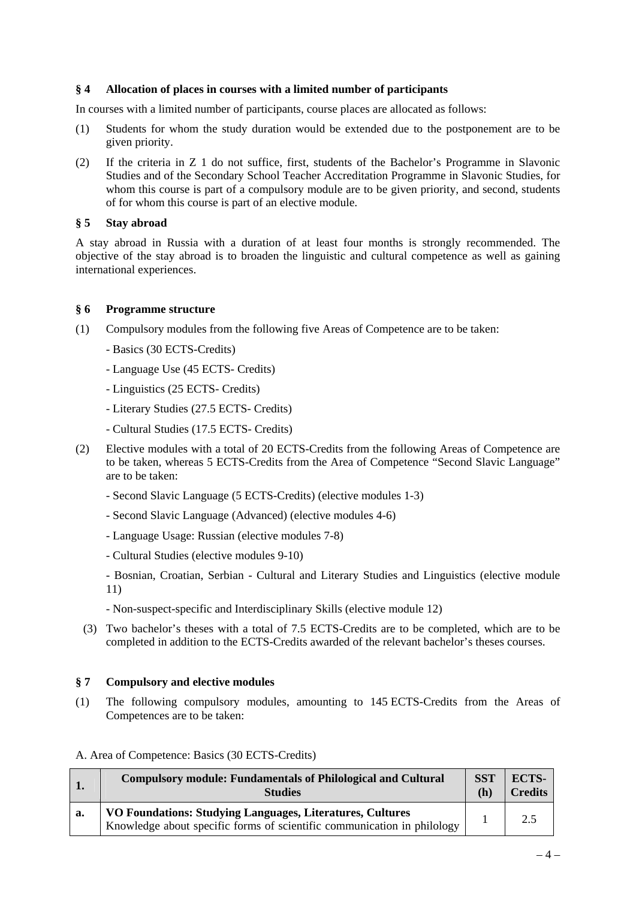### § 4 Allocation of places in courses with a limited number of participants

In courses with a limited number of participants, course places are allocated as follows:

(1) Students for whom the study duration would be extended due to the postponement are to be given priority.

(2) If the criteria in Z 1 do not suffice, first, students of the Bachelor's Programme in Slavonic Studies and of the Secondary School Teacher Accreditation Programme in Slavonic Studies, for whom this course is part of a compulsory module are to be given priority, and second, students of for whom this course is part of an elective module.

### § 5 Stay abroad

A stay abroad in Russia with a duration of at least four months is strongly recommended. The objective of the stay abroad is to broaden the linguistic and cultural competence as well as gaining international experiences.

### § 6 Programme structure

(1) Compulsory modules from the following five Areas of Competence are to be taken:

- Basics (30 ECTS-Credits)
- Language Use (45 ECTS- Credits)
- Linguistics (25 ECTS- Credits)
- Literary Studies (27.5 ECTS- Credits)
- Cultural Studies (17.5 ECTS- Credits)

(2) Elective modules with a total of 20 ECTS-Credits from the following Areas of Competence are to be taken, whereas 5 ECTS-Credits from the Area of Competence "Second Slavic Language" are to be taken:

- Second Slavic Language (5 ECTS-Credits) (elective modules 1-3)
- Second Slavic Language (Advanced) (elective modules 4-6)
- Language Usage: Russian (elective modules 7-8)
- Cultural Studies (elective modules 9-10)
- Bosnian, Croatian, Serbian - Cultural and Literary Studies and Linguistics (elective module 11)
- Non-suspect-specific and Interdisciplinary Skills (elective module 12)

(3) Two bachelor's theses with a total of 7.5 ECTS-Credits are to be completed, which are to be completed in addition to the ECTS-Credits awarded of the relevant bachelor's theses courses.

### § 7 Compulsory and elective modules

(1) The following compulsory modules, amounting to 145 ECTS-Credits from the Areas of Competences are to be taken:

A. Area of Competence: Basics (30 ECTS-Credits)

| 1. | Compulsory module: Fundamentals of Philological and Cultural Studies | SST (h) | ECTS-Credits |
|---|---|---|---|
| a. | **VO Foundations: Studying Languages, Literatures, Cultures** Knowledge about specific forms of scientific communication in philology | 1 | 2.5 |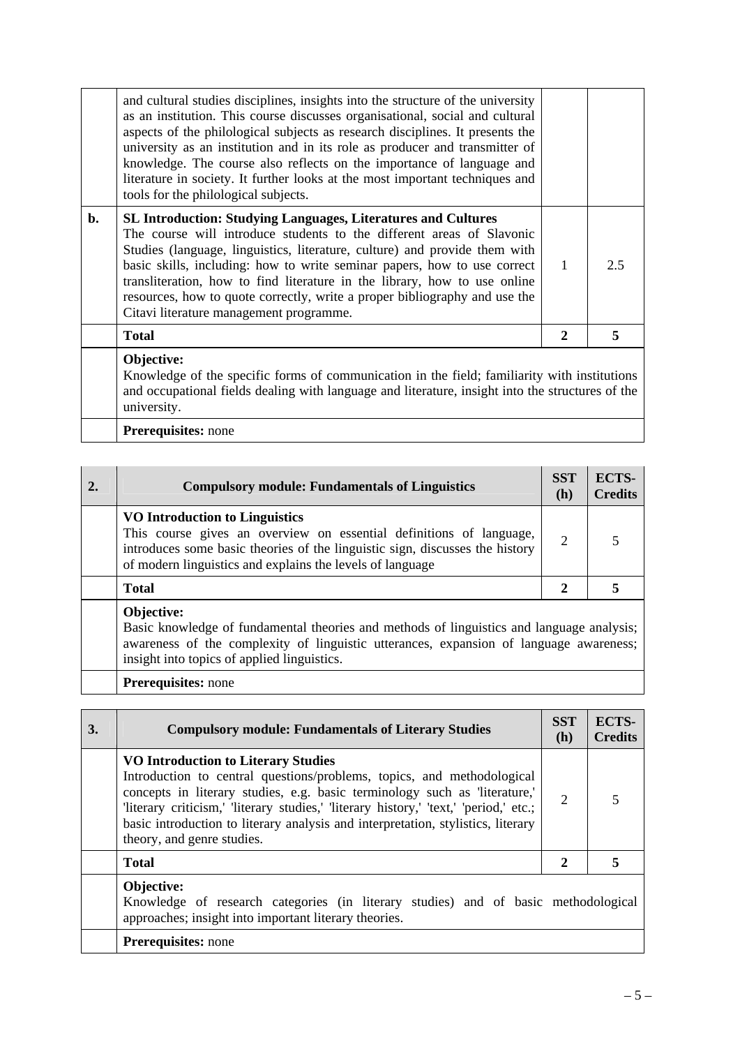|  |  |  |  |
|---|---|---|---|
|  | and cultural studies disciplines, insights into the structure of the university as an institution. This course discusses organisational, social and cultural aspects of the philological subjects as research disciplines. It presents the university as an institution and in its role as producer and transmitter of knowledge. The course also reflects on the importance of language and literature in society. It further looks at the most important techniques and tools for the philological subjects. |  |  |
| **b.** | **SL Introduction: Studying Languages, Literatures and Cultures** The course will introduce students to the different areas of Slavonic Studies (language, linguistics, literature, culture) and provide them with basic skills, including: how to write seminar papers, how to use correct transliteration, how to find literature in the library, how to use online resources, how to quote correctly, write a proper bibliography and use the Citavi literature management programme. | 1 | 2.5 |
|  | **Total** | **2** | **5** |
|  | **Objective:** Knowledge of the specific forms of communication in the field; familiarity with institutions and occupational fields dealing with language and literature, insight into the structures of the university. |  |  |
|  | **Prerequisites:** none |  |  |

| **2.** | **Compulsory module: Fundamentals of Linguistics** | **SST (h)** | **ECTS-Credits** |
|---|---|---|---|
|  | **VO Introduction to Linguistics** This course gives an overview on essential definitions of language, introduces some basic theories of the linguistic sign, discusses the history of modern linguistics and explains the levels of language | 2 | 5 |
|  | **Total** | **2** | **5** |
|  | **Objective:** Basic knowledge of fundamental theories and methods of linguistics and language analysis; awareness of the complexity of linguistic utterances, expansion of language awareness; insight into topics of applied linguistics. |  |  |
|  | **Prerequisites:** none |  |  |

| **3.** | **Compulsory module: Fundamentals of Literary Studies** | **SST (h)** | **ECTS-Credits** |
|---|---|---|---|
|  | **VO Introduction to Literary Studies** Introduction to central questions/problems, topics, and methodological concepts in literary studies, e.g. basic terminology such as 'literature,' 'literary criticism,' 'literary studies,' 'literary history,' 'text,' 'period,' etc.; basic introduction to literary analysis and interpretation, stylistics, literary theory, and genre studies. | 2 | 5 |
|  | **Total** | **2** | **5** |
|  | **Objective:** Knowledge of research categories (in literary studies) and of basic methodological approaches; insight into important literary theories. |  |  |
|  | **Prerequisites:** none |  |  |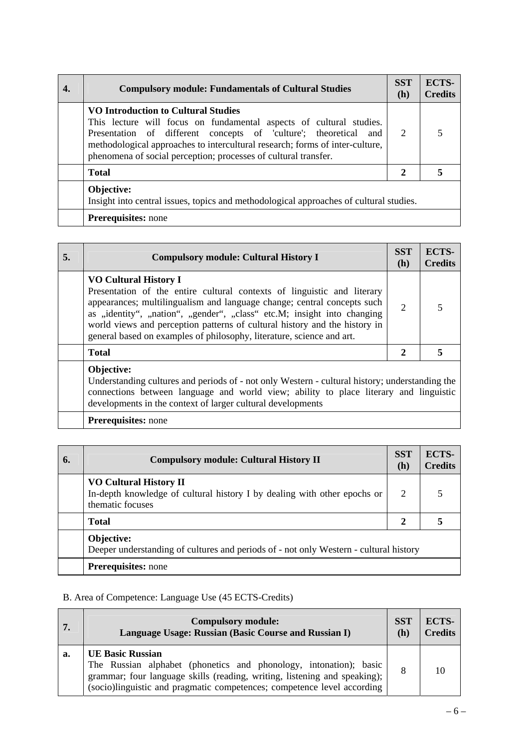| 4. | Compulsory module: Fundamentals of Cultural Studies | SST (h) | ECTS-Credits |
|---|---|---|---|
| | **VO Introduction to Cultural Studies**<br>This lecture will focus on fundamental aspects of cultural studies. Presentation of different concepts of 'culture'; theoretical and methodological approaches to intercultural research; forms of inter-culture, phenomena of social perception; processes of cultural transfer. | 2 | 5 |
| | **Total** | **2** | **5** |
| | **Objective:**<br>Insight into central issues, topics and methodological approaches of cultural studies. | | |
| | **Prerequisites:** none | | |

| 5. | Compulsory module: Cultural History I | SST (h) | ECTS-Credits |
|---|---|---|---|
| | **VO Cultural History I**<br>Presentation of the entire cultural contexts of linguistic and literary appearances; multilingualism and language change; central concepts such as „identity", „nation", „gender", „class" etc.M; insight into changing world views and perception patterns of cultural history and the history in general based on examples of philosophy, literature, science and art. | 2 | 5 |
| | **Total** | **2** | **5** |
| | **Objective:**<br>Understanding cultures and periods of - not only Western - cultural history; understanding the connections between language and world view; ability to place literary and linguistic developments in the context of larger cultural developments | | |
| | **Prerequisites:** none | | |

| 6. | Compulsory module: Cultural History II | SST (h) | ECTS-Credits |
|---|---|---|---|
| | **VO Cultural History II**<br>In-depth knowledge of cultural history I by dealing with other epochs or thematic focuses | 2 | 5 |
| | **Total** | **2** | **5** |
| | **Objective:**<br>Deeper understanding of cultures and periods of - not only Western - cultural history | | |
| | **Prerequisites:** none | | |

B. Area of Competence: Language Use (45 ECTS-Credits)

| 7. | Compulsory module: Language Usage: Russian (Basic Course and Russian I) | SST (h) | ECTS-Credits |
|---|---|---|---|
| a. | **UE Basic Russian**<br>The Russian alphabet (phonetics and phonology, intonation); basic grammar; four language skills (reading, writing, listening and speaking); (socio)linguistic and pragmatic competences; competence level according | 8 | 10 |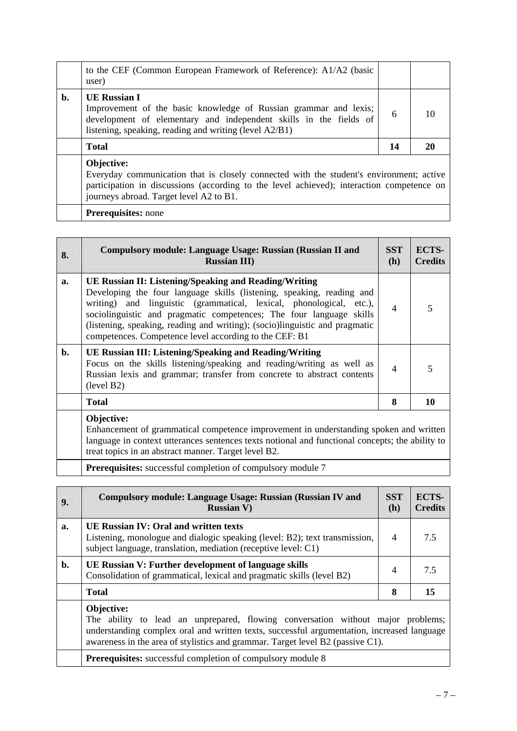|  | to the CEF (Common European Framework of Reference): A1/A2 (basic user) |  |  |
|---|---|---|---|
| **b.** | **UE Russian I**<br>Improvement of the basic knowledge of Russian grammar and lexis; development of elementary and independent skills in the fields of listening, speaking, reading and writing (level A2/B1) | 6 | 10 |
|  | **Total** | **14** | **20** |
|  | **Objective:**<br>Everyday communication that is closely connected with the student's environment; active participation in discussions (according to the level achieved); interaction competence on journeys abroad. Target level A2 to B1. |  |  |
|  | **Prerequisites:** none |  |  |

| **8.** | **Compulsory module: Language Usage: Russian (Russian II and Russian III)** | **SST (h)** | **ECTS-Credits** |
|---|---|---|---|
| **a.** | **UE Russian II: Listening/Speaking and Reading/Writing**<br>Developing the four language skills (listening, speaking, reading and writing) and linguistic (grammatical, lexical, phonological, etc.), sociolinguistic and pragmatic competences; The four language skills (listening, speaking, reading and writing); (socio)linguistic and pragmatic competences. Competence level according to the CEF: B1 | 4 | 5 |
| **b.** | **UE Russian III: Listening/Speaking and Reading/Writing**<br>Focus on the skills listening/speaking and reading/writing as well as Russian lexis and grammar; transfer from concrete to abstract contents (level B2) | 4 | 5 |
|  | **Total** | **8** | **10** |
|  | **Objective:**<br>Enhancement of grammatical competence improvement in understanding spoken and written language in context utterances sentences texts notional and functional concepts; the ability to treat topics in an abstract manner. Target level B2. |  |  |
|  | **Prerequisites:** successful completion of compulsory module 7 |  |  |

| **9.** | **Compulsory module: Language Usage: Russian (Russian IV and Russian V)** | **SST (h)** | **ECTS-Credits** |
|---|---|---|---|
| **a.** | **UE Russian IV: Oral and written texts**<br>Listening, monologue and dialogic speaking (level: B2); text transmission, subject language, translation, mediation (receptive level: C1) | 4 | 7.5 |
| **b.** | **UE Russian V: Further development of language skills**<br>Consolidation of grammatical, lexical and pragmatic skills (level B2) | 4 | 7.5 |
|  | **Total** | **8** | **15** |
|  | **Objective:**<br>The ability to lead an unprepared, flowing conversation without major problems; understanding complex oral and written texts, successful argumentation, increased language awareness in the area of stylistics and grammar. Target level B2 (passive C1). |  |  |
|  | **Prerequisites:** successful completion of compulsory module 8 |  |  |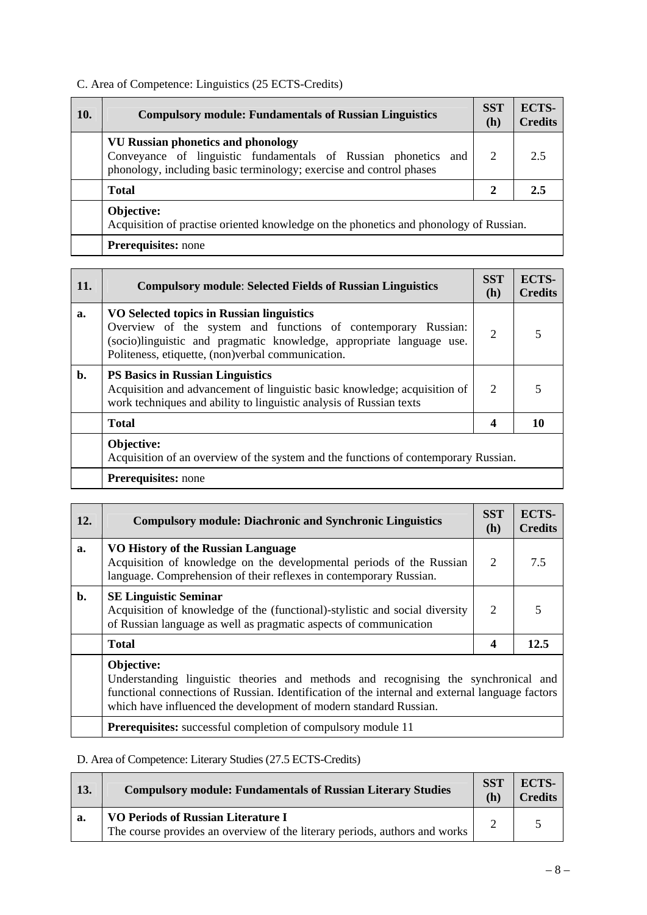C. Area of Competence: Linguistics (25 ECTS-Credits)

| 10. | Compulsory module: Fundamentals of Russian Linguistics | SST (h) | ECTS-Credits |
|---|---|---|---|
| | **VU Russian phonetics and phonology**<br>Conveyance of linguistic fundamentals of Russian phonetics and phonology, including basic terminology; exercise and control phases | 2 | 2.5 |
| | **Total** | **2** | **2.5** |
| | **Objective:**<br>Acquisition of practise oriented knowledge on the phonetics and phonology of Russian. | | |
| | **Prerequisites:** none | | |

| 11. | Compulsory module: Selected Fields of Russian Linguistics | SST (h) | ECTS-Credits |
|---|---|---|---|
| a. | **VO Selected topics in Russian linguistics**<br>Overview of the system and functions of contemporary Russian: (socio)linguistic and pragmatic knowledge, appropriate language use. Politeness, etiquette, (non)verbal communication. | 2 | 5 |
| b. | **PS Basics in Russian Linguistics**<br>Acquisition and advancement of linguistic basic knowledge; acquisition of work techniques and ability to linguistic analysis of Russian texts | 2 | 5 |
| | **Total** | **4** | **10** |
| | **Objective:**<br>Acquisition of an overview of the system and the functions of contemporary Russian. | | |
| | **Prerequisites:** none | | |

| 12. | Compulsory module: Diachronic and Synchronic Linguistics | SST (h) | ECTS-Credits |
|---|---|---|---|
| a. | **VO History of the Russian Language**<br>Acquisition of knowledge on the developmental periods of the Russian language. Comprehension of their reflexes in contemporary Russian. | 2 | 7.5 |
| b. | **SE Linguistic Seminar**<br>Acquisition of knowledge of the (functional)-stylistic and social diversity of Russian language as well as pragmatic aspects of communication | 2 | 5 |
| | **Total** | **4** | **12.5** |
| | **Objective:**<br>Understanding linguistic theories and methods and recognising the synchronical and functional connections of Russian. Identification of the internal and external language factors which have influenced the development of modern standard Russian. | | |
| | **Prerequisites:** successful completion of compulsory module 11 | | |

D. Area of Competence: Literary Studies (27.5 ECTS-Credits)

| 13. | Compulsory module: Fundamentals of Russian Literary Studies | SST (h) | ECTS-Credits |
|---|---|---|---|
| a. | **VO Periods of Russian Literature I**<br>The course provides an overview of the literary periods, authors and works | 2 | 5 |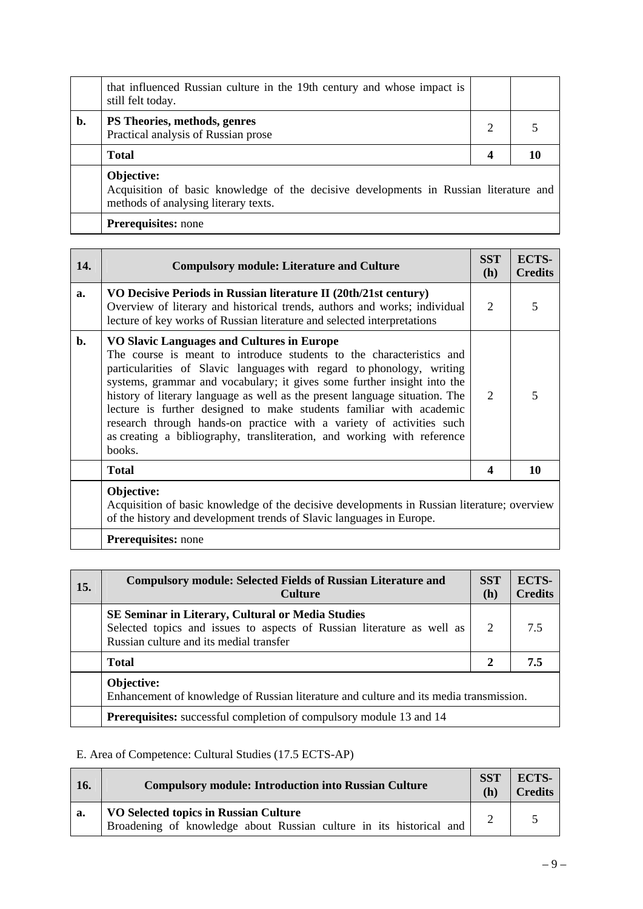|  |  |  |  |
|---|---|---|---|
|  | that influenced Russian culture in the 19th century and whose impact is still felt today. |  |  |
| **b.** | **PS Theories, methods, genres**<br>Practical analysis of Russian prose | 2 | 5 |
|  | **Total** | **4** | **10** |
|  | **Objective:**<br>Acquisition of basic knowledge of the decisive developments in Russian literature and methods of analysing literary texts. |  |  |
|  | **Prerequisites:** none |  |  |

| **14.** | **Compulsory module: Literature and Culture** | **SST (h)** | **ECTS-Credits** |
|---|---|---|---|
| **a.** | **VO Decisive Periods in Russian literature II (20th/21st century)**<br>Overview of literary and historical trends, authors and works; individual lecture of key works of Russian literature and selected interpretations | 2 | 5 |
| **b.** | **VO Slavic Languages and Cultures in Europe**<br>The course is meant to introduce students to the characteristics and particularities of Slavic languages with regard to phonology, writing systems, grammar and vocabulary; it gives some further insight into the history of literary language as well as the present language situation. The lecture is further designed to make students familiar with academic research through hands-on practice with a variety of activities such as creating a bibliography, transliteration, and working with reference books. | 2 | 5 |
|  | **Total** | **4** | **10** |
|  | **Objective:**<br>Acquisition of basic knowledge of the decisive developments in Russian literature; overview of the history and development trends of Slavic languages in Europe. |  |  |
|  | **Prerequisites:** none |  |  |

| **15.** | **Compulsory module: Selected Fields of Russian Literature and Culture** | **SST (h)** | **ECTS-Credits** |
|---|---|---|---|
|  | **SE Seminar in Literary, Cultural or Media Studies**<br>Selected topics and issues to aspects of Russian literature as well as Russian culture and its medial transfer | 2 | 7.5 |
|  | **Total** | **2** | **7.5** |
|  | **Objective:**<br>Enhancement of knowledge of Russian literature and culture and its media transmission. |  |  |
|  | **Prerequisites:** successful completion of compulsory module 13 and 14 |  |  |

E. Area of Competence: Cultural Studies (17.5 ECTS-AP)

| **16.** | **Compulsory module: Introduction into Russian Culture** | **SST (h)** | **ECTS-Credits** |
|---|---|---|---|
| **a.** | **VO Selected topics in Russian Culture**<br>Broadening of knowledge about Russian culture in its historical and | 2 | 5 |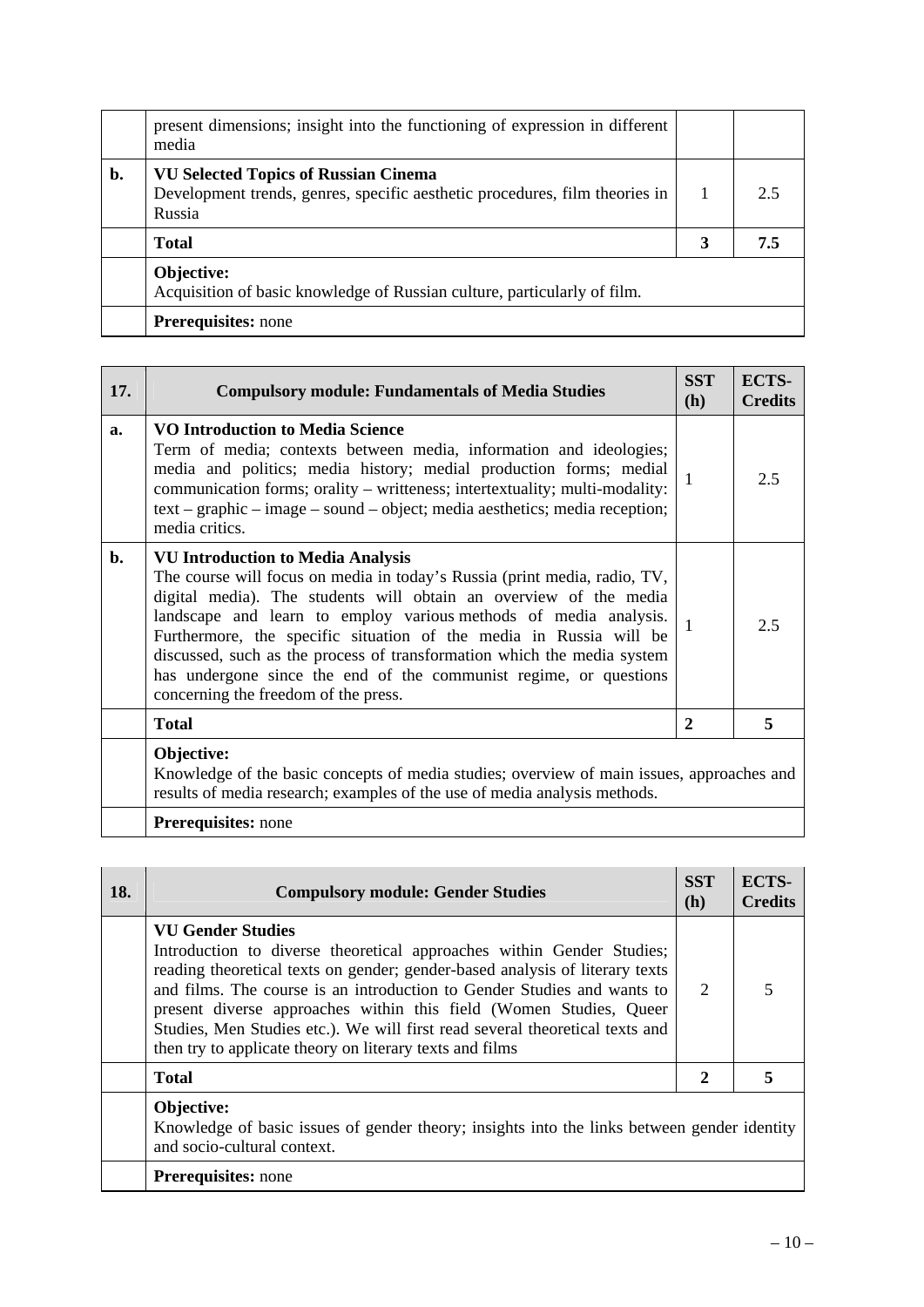| | | | |
|---|---|---|---|
| | present dimensions; insight into the functioning of expression in different media | | |
| **b.** | **VU Selected Topics of Russian Cinema**<br>Development trends, genres, specific aesthetic procedures, film theories in Russia | 1 | 2.5 |
| | **Total** | **3** | **7.5** |
| | **Objective:**<br>Acquisition of basic knowledge of Russian culture, particularly of film. | | |
| | **Prerequisites:** none | | |

| **17.** | **Compulsory module: Fundamentals of Media Studies** | **SST (h)** | **ECTS-Credits** |
|---|---|---|---|
| **a.** | **VO Introduction to Media Science**<br>Term of media; contexts between media, information and ideologies; media and politics; media history; medial production forms; medial communication forms; orality – writteness; intertextuality; multi-modality: text – graphic – image – sound – object; media aesthetics; media reception; media critics. | 1 | 2.5 |
| **b.** | **VU Introduction to Media Analysis**<br>The course will focus on media in today's Russia (print media, radio, TV, digital media). The students will obtain an overview of the media landscape and learn to employ various methods of media analysis. Furthermore, the specific situation of the media in Russia will be discussed, such as the process of transformation which the media system has undergone since the end of the communist regime, or questions concerning the freedom of the press. | 1 | 2.5 |
| | **Total** | **2** | **5** |
| | **Objective:**<br>Knowledge of the basic concepts of media studies; overview of main issues, approaches and results of media research; examples of the use of media analysis methods. | | |
| | **Prerequisites:** none | | |

| **18.** | **Compulsory module: Gender Studies** | **SST (h)** | **ECTS-Credits** |
|---|---|---|---|
| | **VU Gender Studies**<br>Introduction to diverse theoretical approaches within Gender Studies; reading theoretical texts on gender; gender-based analysis of literary texts and films. The course is an introduction to Gender Studies and wants to present diverse approaches within this field (Women Studies, Queer Studies, Men Studies etc.). We will first read several theoretical texts and then try to applicate theory on literary texts and films | 2 | 5 |
| | **Total** | **2** | **5** |
| | **Objective:**<br>Knowledge of basic issues of gender theory; insights into the links between gender identity and socio-cultural context. | | |
| | **Prerequisites:** none | | |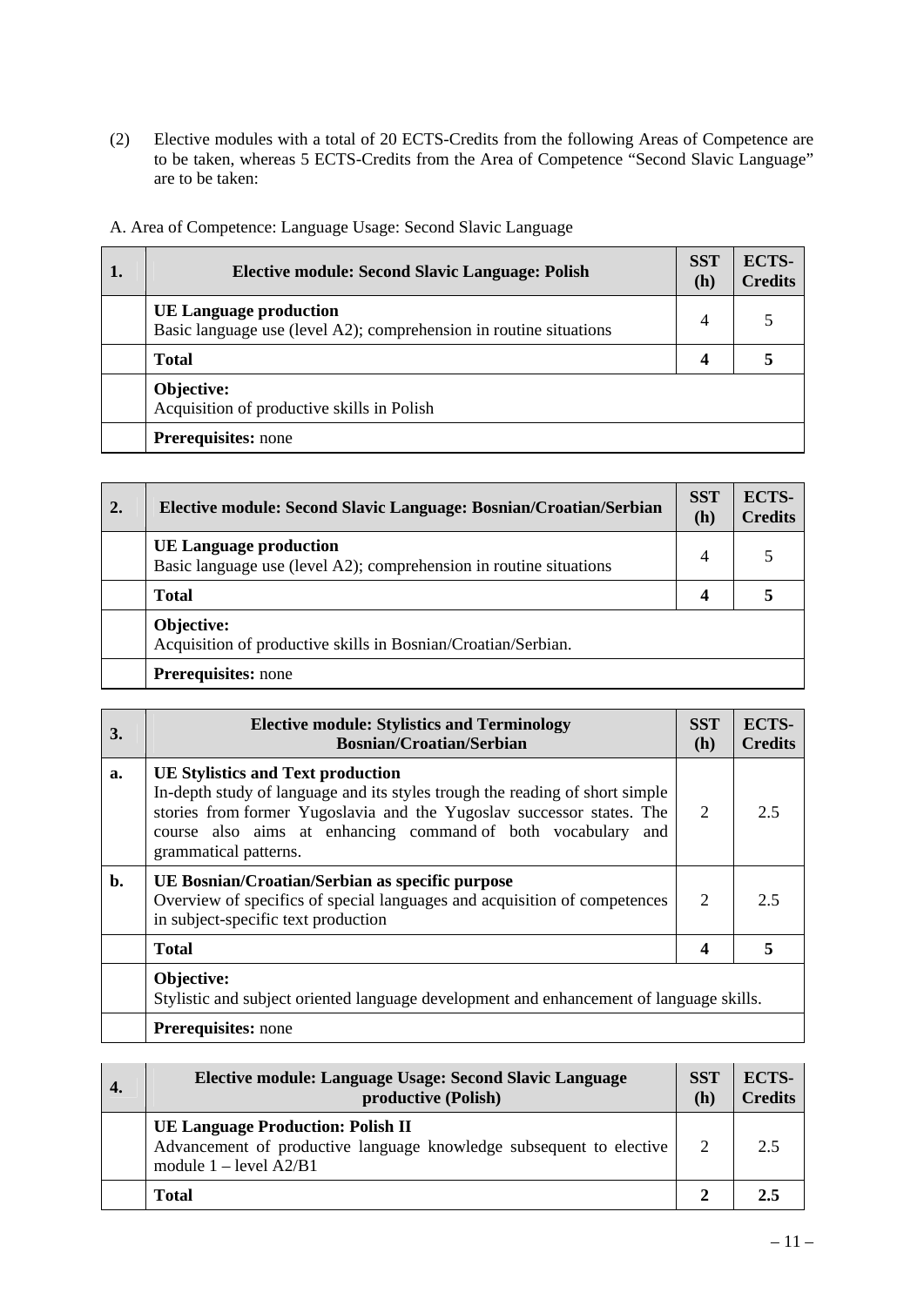(2) Elective modules with a total of 20 ECTS-Credits from the following Areas of Competence are to be taken, whereas 5 ECTS-Credits from the Area of Competence "Second Slavic Language" are to be taken:

A. Area of Competence: Language Usage: Second Slavic Language

| 1. | Elective module: Second Slavic Language: Polish | SST (h) | ECTS-Credits |
|---|---|---|---|
| | **UE Language production**<br>Basic language use (level A2); comprehension in routine situations | 4 | 5 |
| | **Total** | **4** | **5** |
| | **Objective:**<br>Acquisition of productive skills in Polish | | |
| | **Prerequisites:** none | | |

| 2. | Elective module: Second Slavic Language: Bosnian/Croatian/Serbian | SST (h) | ECTS-Credits |
|---|---|---|---|
| | **UE Language production**<br>Basic language use (level A2); comprehension in routine situations | 4 | 5 |
| | **Total** | **4** | **5** |
| | **Objective:**<br>Acquisition of productive skills in Bosnian/Croatian/Serbian. | | |
| | **Prerequisites:** none | | |

| 3. | Elective module: Stylistics and Terminology Bosnian/Croatian/Serbian | SST (h) | ECTS-Credits |
|---|---|---|---|
| **a.** | **UE Stylistics and Text production**<br>In-depth study of language and its styles trough the reading of short simple stories from former Yugoslavia and the Yugoslav successor states. The course also aims at enhancing command of both vocabulary and grammatical patterns. | 2 | 2.5 |
| **b.** | **UE Bosnian/Croatian/Serbian as specific purpose**<br>Overview of specifics of special languages and acquisition of competences in subject-specific text production | 2 | 2.5 |
| | **Total** | **4** | **5** |
| | **Objective:**<br>Stylistic and subject oriented language development and enhancement of language skills. | | |
| | **Prerequisites:** none | | |

| 4. | Elective module: Language Usage: Second Slavic Language productive (Polish) | SST (h) | ECTS-Credits |
|---|---|---|---|
| | **UE Language Production: Polish II**<br>Advancement of productive language knowledge subsequent to elective module 1 – level A2/B1 | 2 | 2.5 |
| | **Total** | **2** | **2.5** |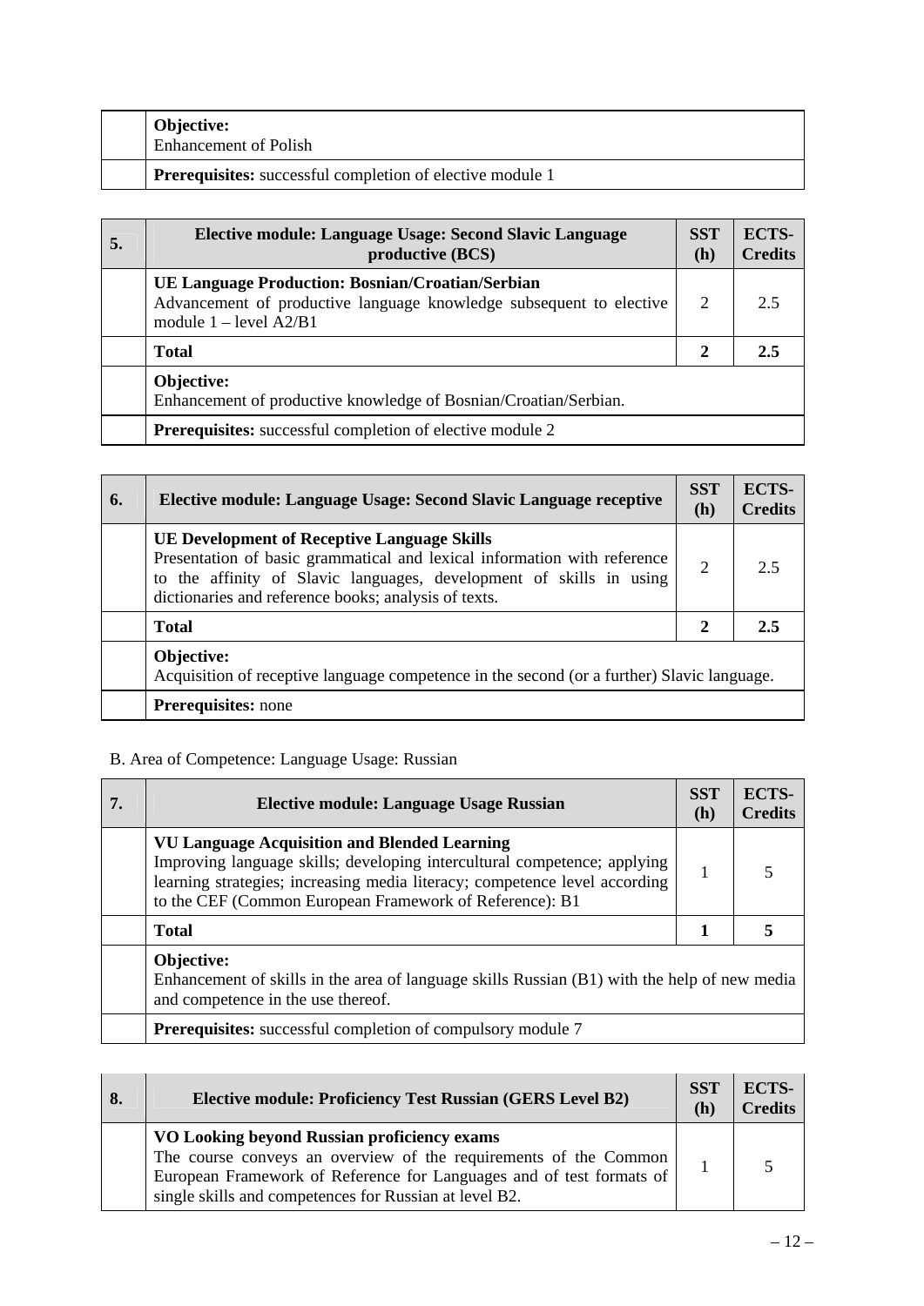| | | | |
|---|---|---|---|
| | **Objective:** Enhancement of Polish | | |
| | **Prerequisites:** successful completion of elective module 1 | | |

| 5. | Elective module: Language Usage: Second Slavic Language productive (BCS) | SST (h) | ECTS-Credits |
|---|---|---|---|
| | **UE Language Production: Bosnian/Croatian/Serbian** Advancement of productive language knowledge subsequent to elective module 1 – level A2/B1 | 2 | 2.5 |
| | **Total** | **2** | **2.5** |
| | **Objective:** Enhancement of productive knowledge of Bosnian/Croatian/Serbian. | | |
| | **Prerequisites:** successful completion of elective module 2 | | |

| 6. | Elective module: Language Usage: Second Slavic Language receptive | SST (h) | ECTS-Credits |
|---|---|---|---|
| | **UE Development of Receptive Language Skills** Presentation of basic grammatical and lexical information with reference to the affinity of Slavic languages, development of skills in using dictionaries and reference books; analysis of texts. | 2 | 2.5 |
| | **Total** | **2** | **2.5** |
| | **Objective:** Acquisition of receptive language competence in the second (or a further) Slavic language. | | |
| | **Prerequisites:** none | | |

B. Area of Competence: Language Usage: Russian

| 7. | Elective module: Language Usage Russian | SST (h) | ECTS-Credits |
|---|---|---|---|
| | **VU Language Acquisition and Blended Learning** Improving language skills; developing intercultural competence; applying learning strategies; increasing media literacy; competence level according to the CEF (Common European Framework of Reference): B1 | 1 | 5 |
| | **Total** | **1** | **5** |
| | **Objective:** Enhancement of skills in the area of language skills Russian (B1) with the help of new media and competence in the use thereof. | | |
| | **Prerequisites:** successful completion of compulsory module 7 | | |

| 8. | Elective module: Proficiency Test Russian (GERS Level B2) | SST (h) | ECTS-Credits |
|---|---|---|---|
| | **VO Looking beyond Russian proficiency exams** The course conveys an overview of the requirements of the Common European Framework of Reference for Languages and of test formats of single skills and competences for Russian at level B2. | 1 | 5 |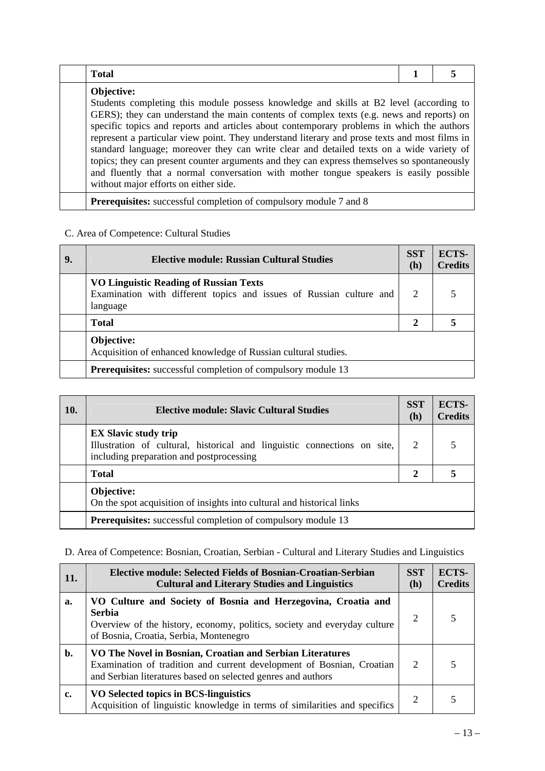| | **Total** | **1** | **5** |
|---|---|---|---|
| | **Objective:** Students completing this module possess knowledge and skills at B2 level (according to GERS); they can understand the main contents of complex texts (e.g. news and reports) on specific topics and reports and articles about contemporary problems in which the authors represent a particular view point. They understand literary and prose texts and most films in standard language; moreover they can write clear and detailed texts on a wide variety of topics; they can present counter arguments and they can express themselves so spontaneously and fluently that a normal conversation with mother tongue speakers is easily possible without major efforts on either side. | | |
| | **Prerequisites:** successful completion of compulsory module 7 and 8 | | |

C. Area of Competence: Cultural Studies

| **9.** | **Elective module: Russian Cultural Studies** | **SST (h)** | **ECTS-Credits** |
|---|---|---|---|
| | **VO Linguistic Reading of Russian Texts** Examination with different topics and issues of Russian culture and language | 2 | 5 |
| | **Total** | **2** | **5** |
| | **Objective:** Acquisition of enhanced knowledge of Russian cultural studies. | | |
| | **Prerequisites:** successful completion of compulsory module 13 | | |

| **10.** | **Elective module: Slavic Cultural Studies** | **SST (h)** | **ECTS-Credits** |
|---|---|---|---|
| | **EX Slavic study trip** Illustration of cultural, historical and linguistic connections on site, including preparation and postprocessing | 2 | 5 |
| | **Total** | **2** | **5** |
| | **Objective:** On the spot acquisition of insights into cultural and historical links | | |
| | **Prerequisites:** successful completion of compulsory module 13 | | |

D. Area of Competence: Bosnian, Croatian, Serbian - Cultural and Literary Studies and Linguistics

| **11.** | **Elective module: Selected Fields of Bosnian-Croatian-Serbian Cultural and Literary Studies and Linguistics** | **SST (h)** | **ECTS-Credits** |
|---|---|---|---|
| **a.** | **VO Culture and Society of Bosnia and Herzegovina, Croatia and Serbia** Overview of the history, economy, politics, society and everyday culture of Bosnia, Croatia, Serbia, Montenegro | 2 | 5 |
| **b.** | **VO The Novel in Bosnian, Croatian and Serbian Literatures** Examination of tradition and current development of Bosnian, Croatian and Serbian literatures based on selected genres and authors | 2 | 5 |
| **c.** | **VO Selected topics in BCS-linguistics** Acquisition of linguistic knowledge in terms of similarities and specifics | 2 | 5 |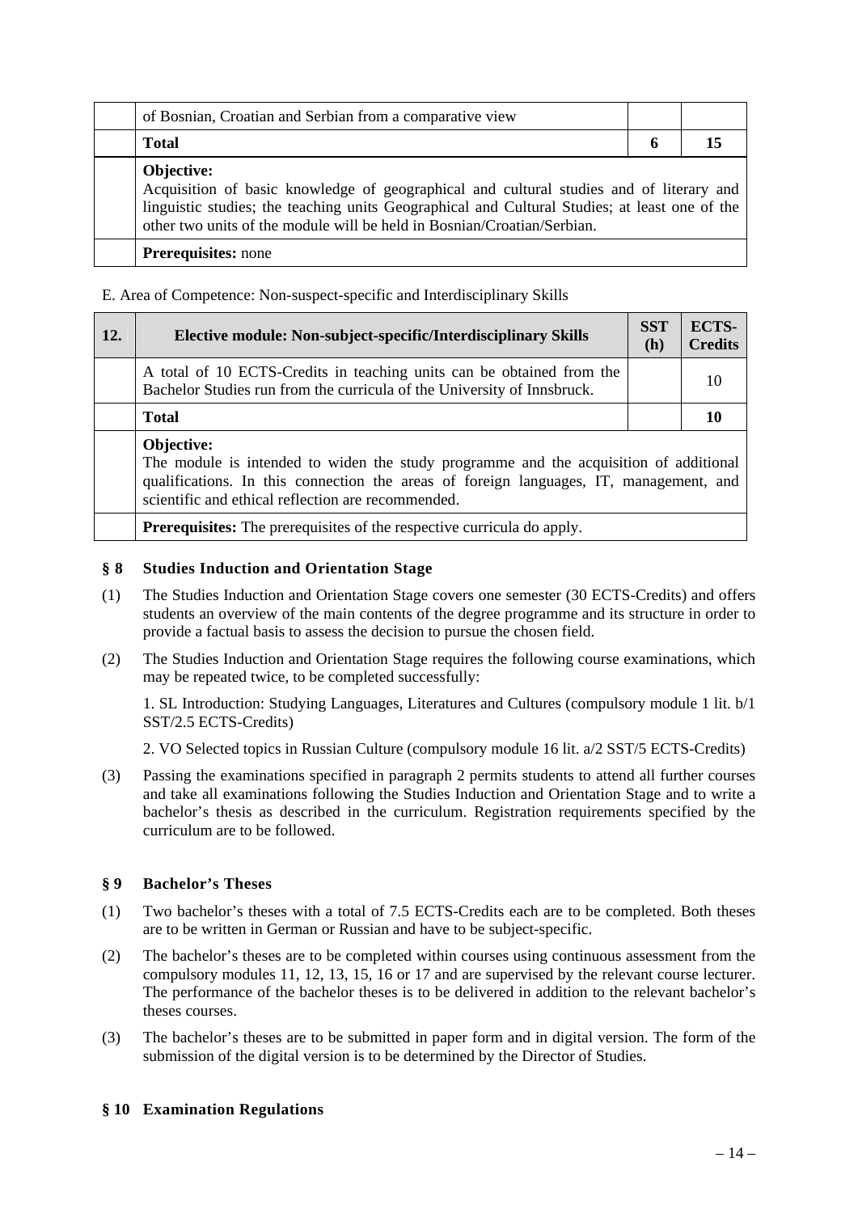| | of Bosnian, Croatian and Serbian from a comparative view | | |
|---|---|---|---|
| | **Total** | **6** | **15** |
| | **Objective:**<br>Acquisition of basic knowledge of geographical and cultural studies and of literary and linguistic studies; the teaching units Geographical and Cultural Studies; at least one of the other two units of the module will be held in Bosnian/Croatian/Serbian. | | |
| | **Prerequisites:** none | | |

E. Area of Competence: Non-suspect-specific and Interdisciplinary Skills

| **12.** | **Elective module: Non-subject-specific/Interdisciplinary Skills** | **SST (h)** | **ECTS-Credits** |
|---|---|---|---|
| | A total of 10 ECTS-Credits in teaching units can be obtained from the Bachelor Studies run from the curricula of the University of Innsbruck. | | 10 |
| | **Total** | | **10** |
| | **Objective:**<br>The module is intended to widen the study programme and the acquisition of additional qualifications. In this connection the areas of foreign languages, IT, management, and scientific and ethical reflection are recommended. | | |
| | **Prerequisites:** The prerequisites of the respective curricula do apply. | | |

## § 8 Studies Induction and Orientation Stage

(1) The Studies Induction and Orientation Stage covers one semester (30 ECTS-Credits) and offers students an overview of the main contents of the degree programme and its structure in order to provide a factual basis to assess the decision to pursue the chosen field.

(2) The Studies Induction and Orientation Stage requires the following course examinations, which may be repeated twice, to be completed successfully:

1. SL Introduction: Studying Languages, Literatures and Cultures (compulsory module 1 lit. b/1 SST/2.5 ECTS-Credits)

2. VO Selected topics in Russian Culture (compulsory module 16 lit. a/2 SST/5 ECTS-Credits)

(3) Passing the examinations specified in paragraph 2 permits students to attend all further courses and take all examinations following the Studies Induction and Orientation Stage and to write a bachelor's thesis as described in the curriculum. Registration requirements specified by the curriculum are to be followed.

## § 9 Bachelor's Theses

(1) Two bachelor's theses with a total of 7.5 ECTS-Credits each are to be completed. Both theses are to be written in German or Russian and have to be subject-specific.

(2) The bachelor's theses are to be completed within courses using continuous assessment from the compulsory modules 11, 12, 13, 15, 16 or 17 and are supervised by the relevant course lecturer. The performance of the bachelor theses is to be delivered in addition to the relevant bachelor's theses courses.

(3) The bachelor's theses are to be submitted in paper form and in digital version. The form of the submission of the digital version is to be determined by the Director of Studies.

## § 10 Examination Regulations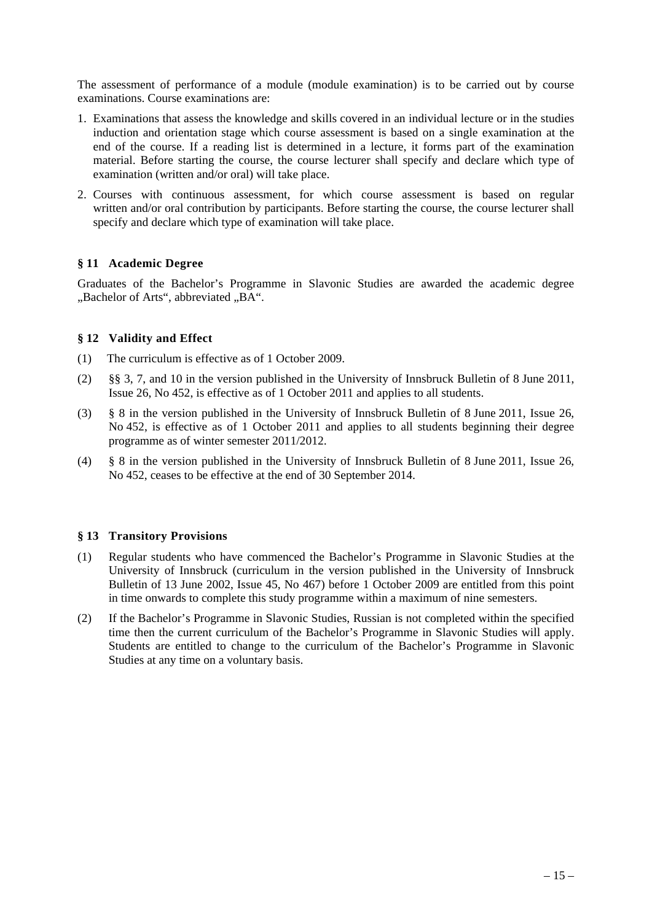The assessment of performance of a module (module examination) is to be carried out by course examinations. Course examinations are:

1. Examinations that assess the knowledge and skills covered in an individual lecture or in the studies induction and orientation stage which course assessment is based on a single examination at the end of the course. If a reading list is determined in a lecture, it forms part of the examination material. Before starting the course, the course lecturer shall specify and declare which type of examination (written and/or oral) will take place.
2. Courses with continuous assessment, for which course assessment is based on regular written and/or oral contribution by participants. Before starting the course, the course lecturer shall specify and declare which type of examination will take place.

## § 11 Academic Degree

Graduates of the Bachelor's Programme in Slavonic Studies are awarded the academic degree „Bachelor of Arts", abbreviated „BA".

## § 12 Validity and Effect

(1) The curriculum is effective as of 1 October 2009.

(2) §§ 3, 7, and 10 in the version published in the University of Innsbruck Bulletin of 8 June 2011, Issue 26, No 452, is effective as of 1 October 2011 and applies to all students.

(3) § 8 in the version published in the University of Innsbruck Bulletin of 8 June 2011, Issue 26, No 452, is effective as of 1 October 2011 and applies to all students beginning their degree programme as of winter semester 2011/2012.

(4) § 8 in the version published in the University of Innsbruck Bulletin of 8 June 2011, Issue 26, No 452, ceases to be effective at the end of 30 September 2014.

## § 13 Transitory Provisions

(1) Regular students who have commenced the Bachelor's Programme in Slavonic Studies at the University of Innsbruck (curriculum in the version published in the University of Innsbruck Bulletin of 13 June 2002, Issue 45, No 467) before 1 October 2009 are entitled from this point in time onwards to complete this study programme within a maximum of nine semesters.

(2) If the Bachelor's Programme in Slavonic Studies, Russian is not completed within the specified time then the current curriculum of the Bachelor's Programme in Slavonic Studies will apply. Students are entitled to change to the curriculum of the Bachelor's Programme in Slavonic Studies at any time on a voluntary basis.